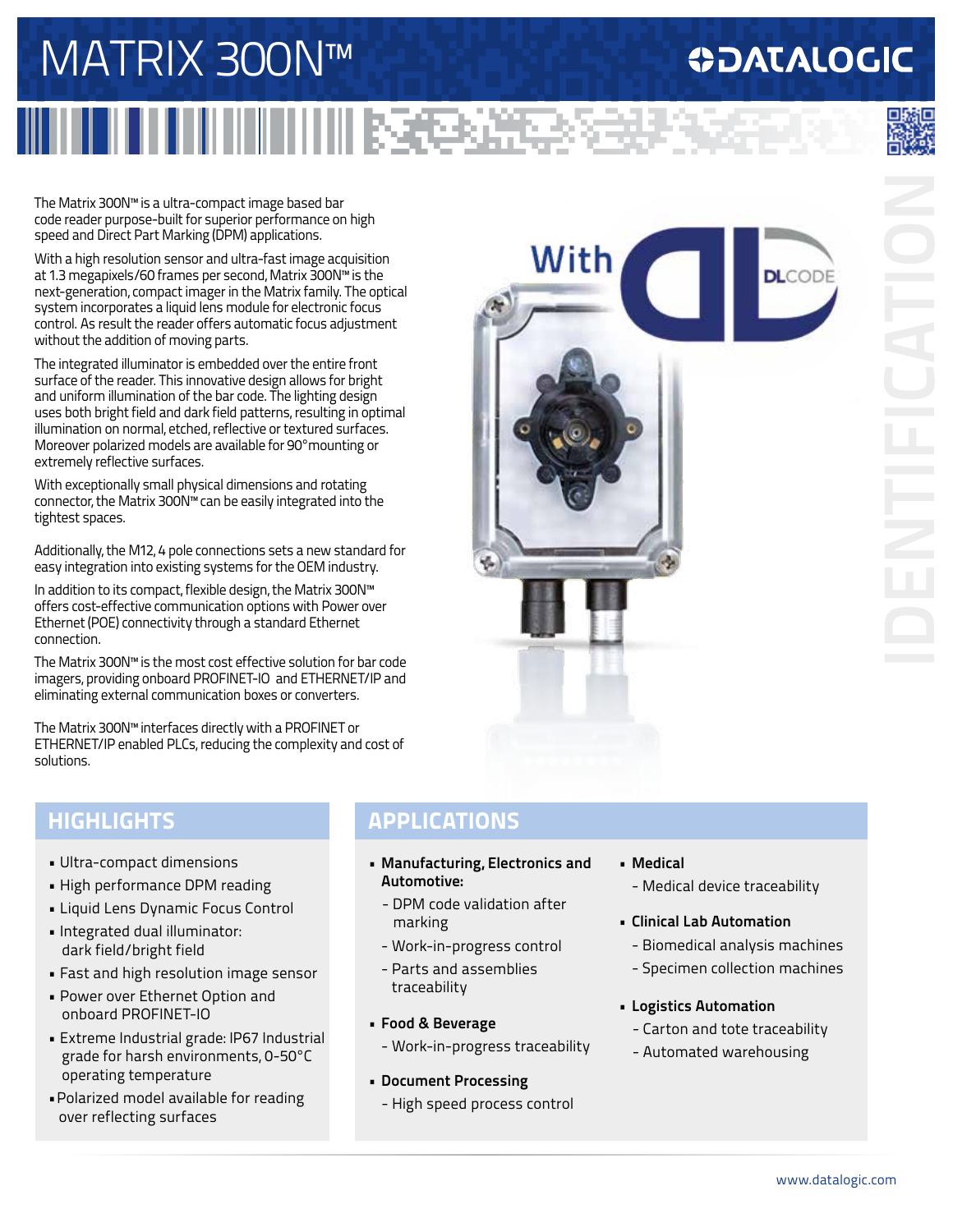# MATRIX 300N™

DATALOGIC

IDENTIFICATION

With DLCODE

The Matrix 300N™ is a ultra-compact image based bar code reader purpose-built for superior performance on high speed and Direct Part Marking (DPM) applications.

With a high resolution sensor and ultra-fast image acquisition at 1.3 megapixels/60 frames per second, Matrix 300N™ is the next-generation, compact imager in the Matrix family. The optical system incorporates a liquid lens module for electronic focus control. As result the reader offers automatic focus adjustment without the addition of moving parts.

The integrated illuminator is embedded over the entire front surface of the reader. This innovative design allows for bright and uniform illumination of the bar code. The lighting design uses both bright field and dark field patterns, resulting in optimal illumination on normal, etched, reflective or textured surfaces. Moreover polarized models are available for 90° mounting or extremely reflective surfaces.

With exceptionally small physical dimensions and rotating connector, the Matrix 300N™ can be easily integrated into the tightest spaces.

Additionally, the M12, 4 pole connections sets a new standard for easy integration into existing systems for the OEM industry.

In addition to its compact, flexible design, the Matrix 300N™ offers cost-effective communication options with Power over Ethernet (POE) connectivity through a standard Ethernet connection.

The Matrix 300N™ is the most cost effective solution for bar code imagers, providing onboard PROFINET-IO and ETHERNET/IP and eliminating external communication boxes or converters.

The Matrix 300N™ interfaces directly with a PROFINET or ETHERNET/IP enabled PLCs, reducing the complexity and cost of solutions.

## HIGHLIGHTS

- Ultra-compact dimensions
- High performance DPM reading
- Liquid Lens Dynamic Focus Control
- Integrated dual illuminator: dark field/bright field
- Fast and high resolution image sensor
- Power over Ethernet Option and onboard PROFINET-IO
- Extreme Industrial grade: IP67 Industrial grade for harsh environments, 0-50°C operating temperature
- Polarized model available for reading over reflecting surfaces

## APPLICATIONS

- **Manufacturing, Electronics and Automotive:**
  - DPM code validation after marking
  - Work-in-progress control
  - Parts and assemblies traceability
- **Food & Beverage**
  - Work-in-progress traceability
- **Document Processing**
  - High speed process control
- **Medical**
  - Medical device traceability
- **Clinical Lab Automation**
  - Biomedical analysis machines
  - Specimen collection machines
- **Logistics Automation**
  - Carton and tote traceability
  - Automated warehousing

www.datalogic.com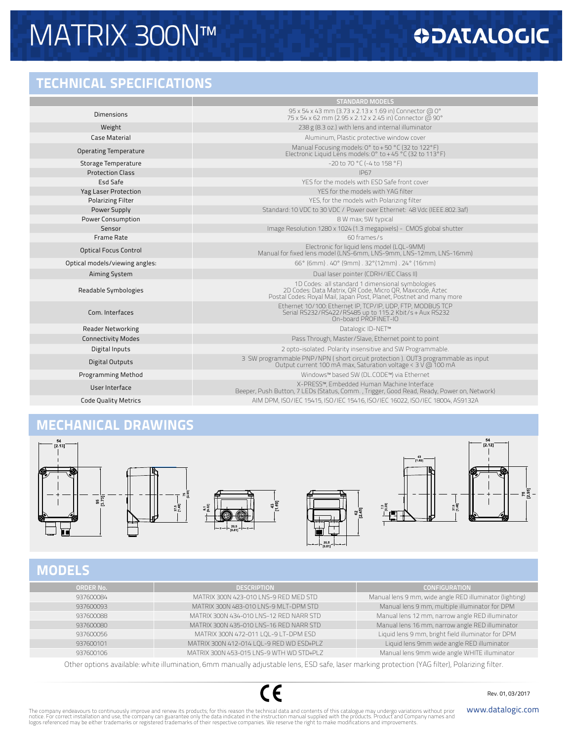# MATRIX 300N™

## TECHNICAL SPECIFICATIONS

| | STANDARD MODELS |
|---|---|
| Dimensions | 95 x 54 x 43 mm (3.73 x 2.13 x 1.69 in) Connector @ 0°<br>75 x 54 x 62 mm (2.95 x 2.12 x 2.45 in) Connector @ 90° |
| Weight | 238 g (8.3 oz.) with lens and internal illuminator |
| Case Material | Aluminum, Plastic protective window cover |
| Operating Temperature | Manual Focusing models: 0° to +50 °C (32 to 122°F)<br>Electronic Liquid Lens models: 0° to +45 °C (32 to 113°F) |
| Storage Temperature | -20 to 70 °C (-4 to 158 °F) |
| Protection Class | IP67 |
| Esd Safe | YES for the models with ESD Safe front cover |
| Yag Laser Protection | YES for the models with YAG filter |
| Polarizing Filter | YES, for the models with Polarizing filter |
| Power Supply | Standard: 10 VDC to 30 VDC / Power over Ethernet: 48 Vdc (IEEE.802.3af) |
| Power Consumption | 8 W max; 5W typical |
| Sensor | Image Resolution 1280 x 1024 (1.3 megapixels) - CMOS global shutter |
| Frame Rate | 60 frames/s |
| Optical Focus Control | Electronic for liquid lens model (LQL-9MM)<br>Manual for fixed lens model (LNS-6mm, LNS-9mm, LNS-12mm, LNS-16mm) |
| Optical models/viewing angles: | 66° (6mm) . 40° (9mm) . 32°(12mm) . 24° (16mm) |
| Aiming System | Dual laser pointer (CDRH/IEC Class II) |
| Readable Symbologies | 1D Codes: all standard 1 dimensional symbologies<br>2D Codes: Data Matrix, QR Code, Micro QR, Maxicode, Aztec<br>Postal Codes: Royal Mail, Japan Post, Planet, Postnet and many more |
| Com. Interfaces | Ethernet 10/100: Ethernet IP, TCP/IP, UDP, FTP, MODBUS TCP<br>Serial RS232/RS422/RS485 up to 115.2 Kbit/s + Aux RS232<br>On-board PROFINET-IO |
| Reader Networking | Datalogic ID-NET™ |
| Connectivity Modes | Pass Through, Master/Slave, Ethernet point to point |
| Digital Inputs | 2 opto-isolated. Polarity insensitive and SW Programmable. |
| Digital Outputs | 3 SW programmable PNP/NPN ( short circuit protection ). OUT3 programmable as input<br>Output current 100 mA max, Saturation voltage < 3 V @ 100 mA |
| Programming Method | Windows™ based SW (DL.CODE™) via Ethernet |
| User Interface | X-PRESS™, Embedded Human Machine Interface<br>Beeper, Push Button, 7 LEDs (Status, Comm. , Trigger, Good Read, Ready, Power on, Network) |
| Code Quality Metrics | AIM DPM, ISO/IEC 15415, ISO/IEC 15416, ISO/IEC 16022, ISO/IEC 18004, AS9132A |

## MECHANICAL DRAWINGS

54 [2.13]
95 [3.73]
75 [2.95]
37.5 [1.48]
8.1 [0.32]
43 [1.69]
20.5 [0.81]
62 [2.45]
20.5 [0.81]
43 [1.69]
7.3 [0.29]
37.5 [1.48]
54 [2.12]
75 [2.95]

## MODELS

| ORDER No. | DESCRIPTION | CONFIGURATION |
|---|---|---|
| 937600084 | MATRIX 300N 423-010 LNS-9 RED MED STD | Manual lens 9 mm, wide angle RED illuminator (lighting) |
| 937600093 | MATRIX 300N 483-010 LNS-9 MLT-DPM STD | Manual lens 9 mm, multiple illuminator for DPM |
| 937600088 | MATRIX 300N 434-010 LNS-12 RED NARR STD | Manual lens 12 mm, narrow angle RED illuminator |
| 937600080 | MATRIX 300N 435-010 LNS-16 RED NARR STD | Manual lens 16 mm, narrow angle RED illuminator |
| 937600056 | MATRIX 300N 472-011 LQL-9 LT-DPM ESD | Liquid lens 9 mm, bright field illuminator for DPM |
| 937600101 | MATRIX 300N 412-014 LQL-9 RED WD ESD+PLZ | Liquid lens 9mm wide angle RED illuminator |
| 937600106 | MATRIX 300N 453-015 LNS-9 WTH WD STD+PLZ | Manual lens 9mm wide angle WHITE illuminator |

Other options available: white illumination, 6mm manually adjustable lens, ESD safe, laser marking protection (YAG filter), Polarizing filter.

CE

Rev. 01, 03/2017

The company endeavours to continuously improve and renew its products; for this reason the technical data and contents of this catalogue may undergo variations without prior notice. For correct installation and use, the company can guarantee only the data indicated in the instruction manual supplied with the products. Product and Company names and logos referenced may be either trademarks or registered trademarks of their respective companies. We reserve the right to make modifications and improvements.

www.datalogic.com